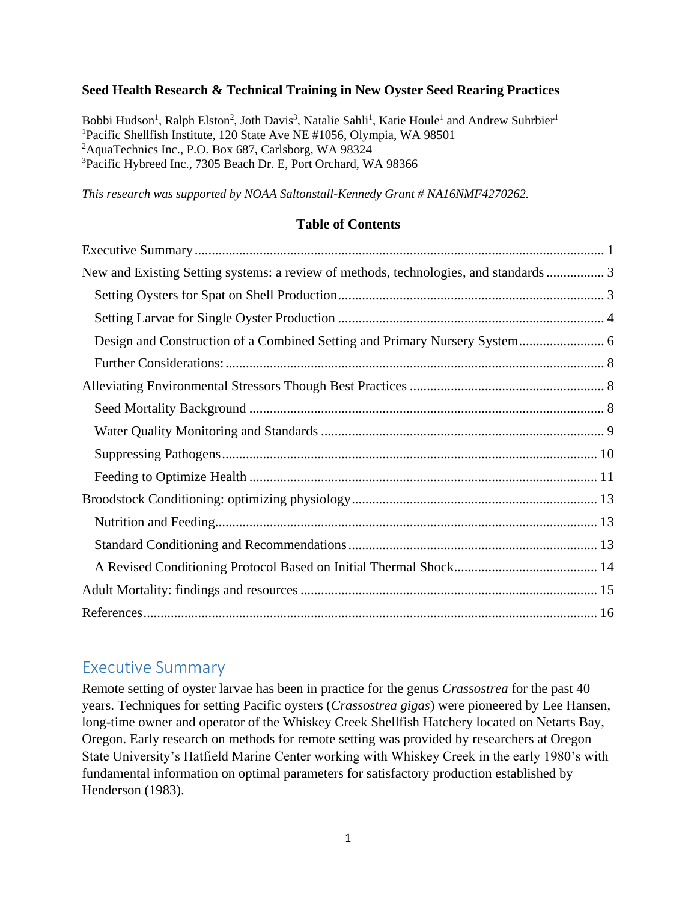**Seed Health Research & Technical Training in New Oyster Seed Rearing Practices**

Bobbi Hudson[1], Ralph Elston[2], Joth Davis[3], Natalie Sahli[1], Katie Houle[1] and Andrew Suhrbier[1]
[1]Pacific Shellfish Institute, 120 State Ave NE #1056, Olympia, WA 98501
[2]AquaTechnics Inc., P.O. Box 687, Carlsborg, WA 98324
[3]Pacific Hybreed Inc., 7305 Beach Dr. E, Port Orchard, WA 98366

*This research was supported by NOAA Saltonstall-Kennedy Grant # NA16NMF4270262.*

**Table of Contents**

- Executive Summary ........ 1
- New and Existing Setting systems: a review of methods, technologies, and standards ........ 3
  - Setting Oysters for Spat on Shell Production ........ 3
  - Setting Larvae for Single Oyster Production ........ 4
  - Design and Construction of a Combined Setting and Primary Nursery System ........ 6
  - Further Considerations: ........ 8
- Alleviating Environmental Stressors Though Best Practices ........ 8
  - Seed Mortality Background ........ 8
  - Water Quality Monitoring and Standards ........ 9
  - Suppressing Pathogens ........ 10
  - Feeding to Optimize Health ........ 11
- Broodstock Conditioning: optimizing physiology ........ 13
  - Nutrition and Feeding ........ 13
  - Standard Conditioning and Recommendations ........ 13
  - A Revised Conditioning Protocol Based on Initial Thermal Shock ........ 14
- Adult Mortality: findings and resources ........ 15
- References ........ 16

## Executive Summary

Remote setting of oyster larvae has been in practice for the genus *Crassostrea* for the past 40 years. Techniques for setting Pacific oysters (*Crassostrea gigas*) were pioneered by Lee Hansen, long-time owner and operator of the Whiskey Creek Shellfish Hatchery located on Netarts Bay, Oregon. Early research on methods for remote setting was provided by researchers at Oregon State University's Hatfield Marine Center working with Whiskey Creek in the early 1980's with fundamental information on optimal parameters for satisfactory production established by Henderson (1983).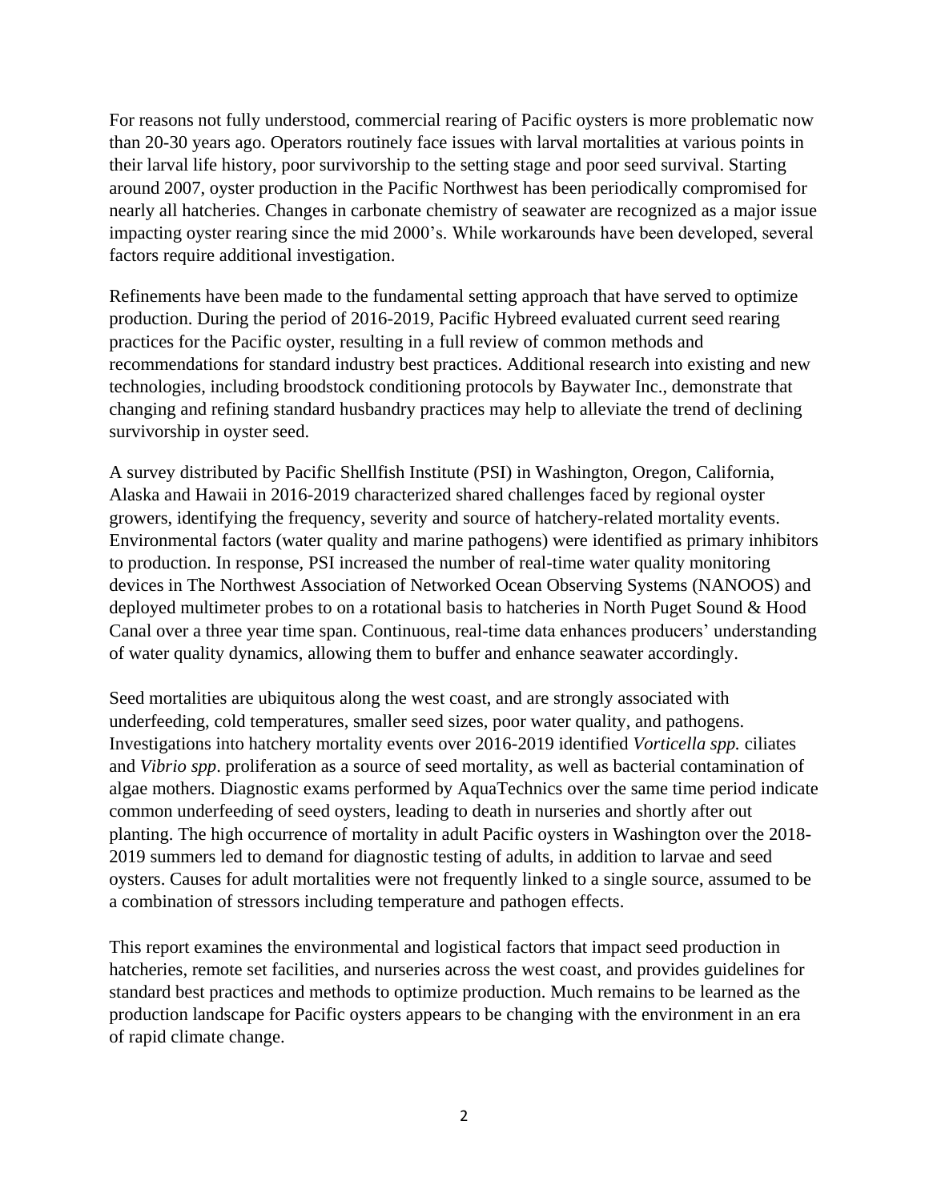For reasons not fully understood, commercial rearing of Pacific oysters is more problematic now than 20-30 years ago. Operators routinely face issues with larval mortalities at various points in their larval life history, poor survivorship to the setting stage and poor seed survival. Starting around 2007, oyster production in the Pacific Northwest has been periodically compromised for nearly all hatcheries. Changes in carbonate chemistry of seawater are recognized as a major issue impacting oyster rearing since the mid 2000's. While workarounds have been developed, several factors require additional investigation.

Refinements have been made to the fundamental setting approach that have served to optimize production. During the period of 2016-2019, Pacific Hybreed evaluated current seed rearing practices for the Pacific oyster, resulting in a full review of common methods and recommendations for standard industry best practices. Additional research into existing and new technologies, including broodstock conditioning protocols by Baywater Inc., demonstrate that changing and refining standard husbandry practices may help to alleviate the trend of declining survivorship in oyster seed.

A survey distributed by Pacific Shellfish Institute (PSI) in Washington, Oregon, California, Alaska and Hawaii in 2016-2019 characterized shared challenges faced by regional oyster growers, identifying the frequency, severity and source of hatchery-related mortality events. Environmental factors (water quality and marine pathogens) were identified as primary inhibitors to production. In response, PSI increased the number of real-time water quality monitoring devices in The Northwest Association of Networked Ocean Observing Systems (NANOOS) and deployed multimeter probes to on a rotational basis to hatcheries in North Puget Sound & Hood Canal over a three year time span. Continuous, real-time data enhances producers' understanding of water quality dynamics, allowing them to buffer and enhance seawater accordingly.

Seed mortalities are ubiquitous along the west coast, and are strongly associated with underfeeding, cold temperatures, smaller seed sizes, poor water quality, and pathogens. Investigations into hatchery mortality events over 2016-2019 identified *Vorticella spp.* ciliates and *Vibrio spp*. proliferation as a source of seed mortality, as well as bacterial contamination of algae mothers. Diagnostic exams performed by AquaTechnics over the same time period indicate common underfeeding of seed oysters, leading to death in nurseries and shortly after out planting. The high occurrence of mortality in adult Pacific oysters in Washington over the 2018-2019 summers led to demand for diagnostic testing of adults, in addition to larvae and seed oysters. Causes for adult mortalities were not frequently linked to a single source, assumed to be a combination of stressors including temperature and pathogen effects.

This report examines the environmental and logistical factors that impact seed production in hatcheries, remote set facilities, and nurseries across the west coast, and provides guidelines for standard best practices and methods to optimize production. Much remains to be learned as the production landscape for Pacific oysters appears to be changing with the environment in an era of rapid climate change.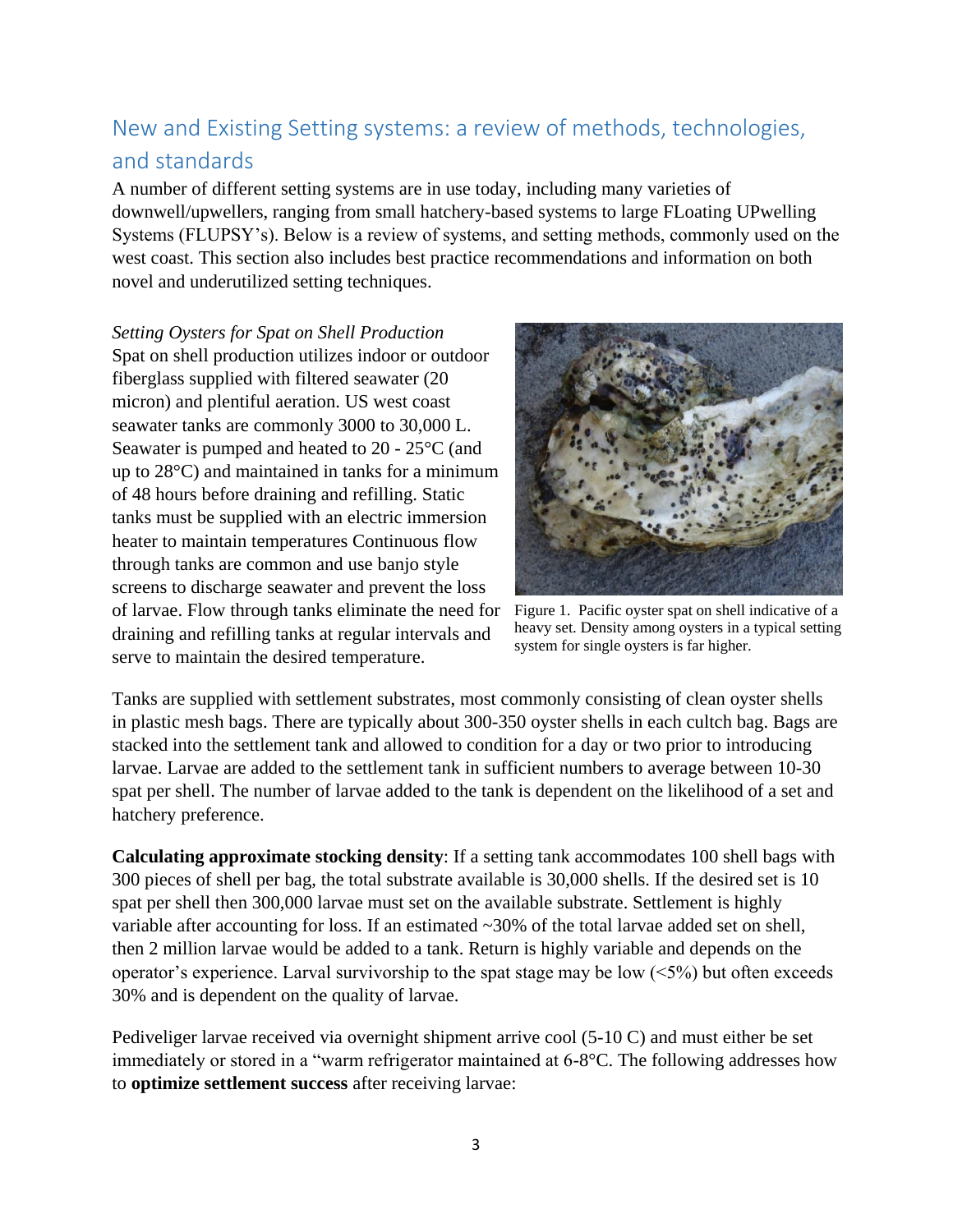## New and Existing Setting systems: a review of methods, technologies, and standards

A number of different setting systems are in use today, including many varieties of downwell/upwellers, ranging from small hatchery-based systems to large FLoating UPwelling Systems (FLUPSY's). Below is a review of systems, and setting methods, commonly used on the west coast. This section also includes best practice recommendations and information on both novel and underutilized setting techniques.

*Setting Oysters for Spat on Shell Production*

Spat on shell production utilizes indoor or outdoor fiberglass supplied with filtered seawater (20 micron) and plentiful aeration. US west coast seawater tanks are commonly 3000 to 30,000 L. Seawater is pumped and heated to 20 - 25°C (and up to 28°C) and maintained in tanks for a minimum of 48 hours before draining and refilling. Static tanks must be supplied with an electric immersion heater to maintain temperatures Continuous flow through tanks are common and use banjo style screens to discharge seawater and prevent the loss of larvae. Flow through tanks eliminate the need for draining and refilling tanks at regular intervals and serve to maintain the desired temperature.

Figure 1. Pacific oyster spat on shell indicative of a heavy set. Density among oysters in a typical setting system for single oysters is far higher.

Tanks are supplied with settlement substrates, most commonly consisting of clean oyster shells in plastic mesh bags. There are typically about 300-350 oyster shells in each cultch bag. Bags are stacked into the settlement tank and allowed to condition for a day or two prior to introducing larvae. Larvae are added to the settlement tank in sufficient numbers to average between 10-30 spat per shell. The number of larvae added to the tank is dependent on the likelihood of a set and hatchery preference.

**Calculating approximate stocking density**: If a setting tank accommodates 100 shell bags with 300 pieces of shell per bag, the total substrate available is 30,000 shells. If the desired set is 10 spat per shell then 300,000 larvae must set on the available substrate. Settlement is highly variable after accounting for loss. If an estimated ~30% of the total larvae added set on shell, then 2 million larvae would be added to a tank. Return is highly variable and depends on the operator's experience. Larval survivorship to the spat stage may be low (<5%) but often exceeds 30% and is dependent on the quality of larvae.

Pediveliger larvae received via overnight shipment arrive cool (5-10 C) and must either be set immediately or stored in a "warm refrigerator maintained at 6-8°C. The following addresses how to **optimize settlement success** after receiving larvae: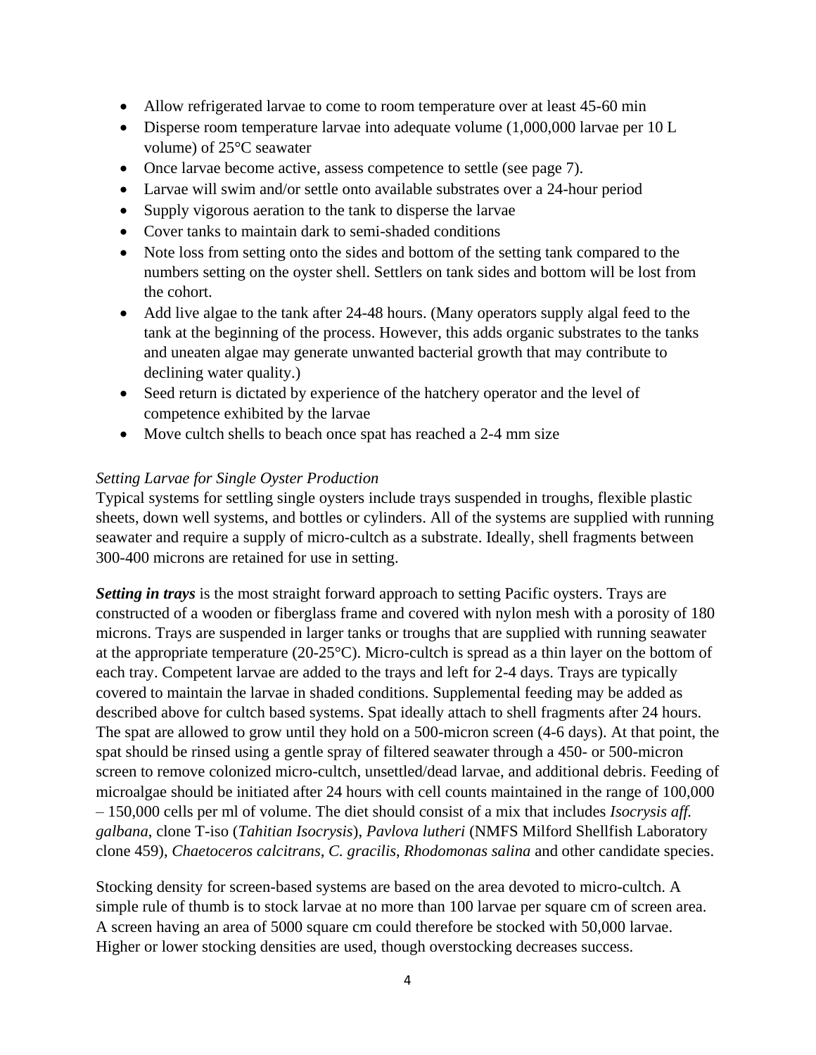- Allow refrigerated larvae to come to room temperature over at least 45-60 min
- Disperse room temperature larvae into adequate volume (1,000,000 larvae per 10 L volume) of 25°C seawater
- Once larvae become active, assess competence to settle (see page 7).
- Larvae will swim and/or settle onto available substrates over a 24-hour period
- Supply vigorous aeration to the tank to disperse the larvae
- Cover tanks to maintain dark to semi-shaded conditions
- Note loss from setting onto the sides and bottom of the setting tank compared to the numbers setting on the oyster shell. Settlers on tank sides and bottom will be lost from the cohort.
- Add live algae to the tank after 24-48 hours. (Many operators supply algal feed to the tank at the beginning of the process. However, this adds organic substrates to the tanks and uneaten algae may generate unwanted bacterial growth that may contribute to declining water quality.)
- Seed return is dictated by experience of the hatchery operator and the level of competence exhibited by the larvae
- Move cultch shells to beach once spat has reached a 2-4 mm size

*Setting Larvae for Single Oyster Production*

Typical systems for settling single oysters include trays suspended in troughs, flexible plastic sheets, down well systems, and bottles or cylinders. All of the systems are supplied with running seawater and require a supply of micro-cultch as a substrate. Ideally, shell fragments between 300-400 microns are retained for use in setting.

***Setting in trays*** is the most straight forward approach to setting Pacific oysters. Trays are constructed of a wooden or fiberglass frame and covered with nylon mesh with a porosity of 180 microns. Trays are suspended in larger tanks or troughs that are supplied with running seawater at the appropriate temperature (20-25°C). Micro-cultch is spread as a thin layer on the bottom of each tray. Competent larvae are added to the trays and left for 2-4 days. Trays are typically covered to maintain the larvae in shaded conditions. Supplemental feeding may be added as described above for cultch based systems. Spat ideally attach to shell fragments after 24 hours. The spat are allowed to grow until they hold on a 500-micron screen (4-6 days). At that point, the spat should be rinsed using a gentle spray of filtered seawater through a 450- or 500-micron screen to remove colonized micro-cultch, unsettled/dead larvae, and additional debris. Feeding of microalgae should be initiated after 24 hours with cell counts maintained in the range of 100,000 – 150,000 cells per ml of volume. The diet should consist of a mix that includes *Isocrysis aff. galbana*, clone T-iso (*Tahitian Isocrysis*), *Pavlova lutheri* (NMFS Milford Shellfish Laboratory clone 459), *Chaetoceros calcitrans*, *C. gracilis*, *Rhodomonas salina* and other candidate species.

Stocking density for screen-based systems are based on the area devoted to micro-cultch. A simple rule of thumb is to stock larvae at no more than 100 larvae per square cm of screen area. A screen having an area of 5000 square cm could therefore be stocked with 50,000 larvae. Higher or lower stocking densities are used, though overstocking decreases success.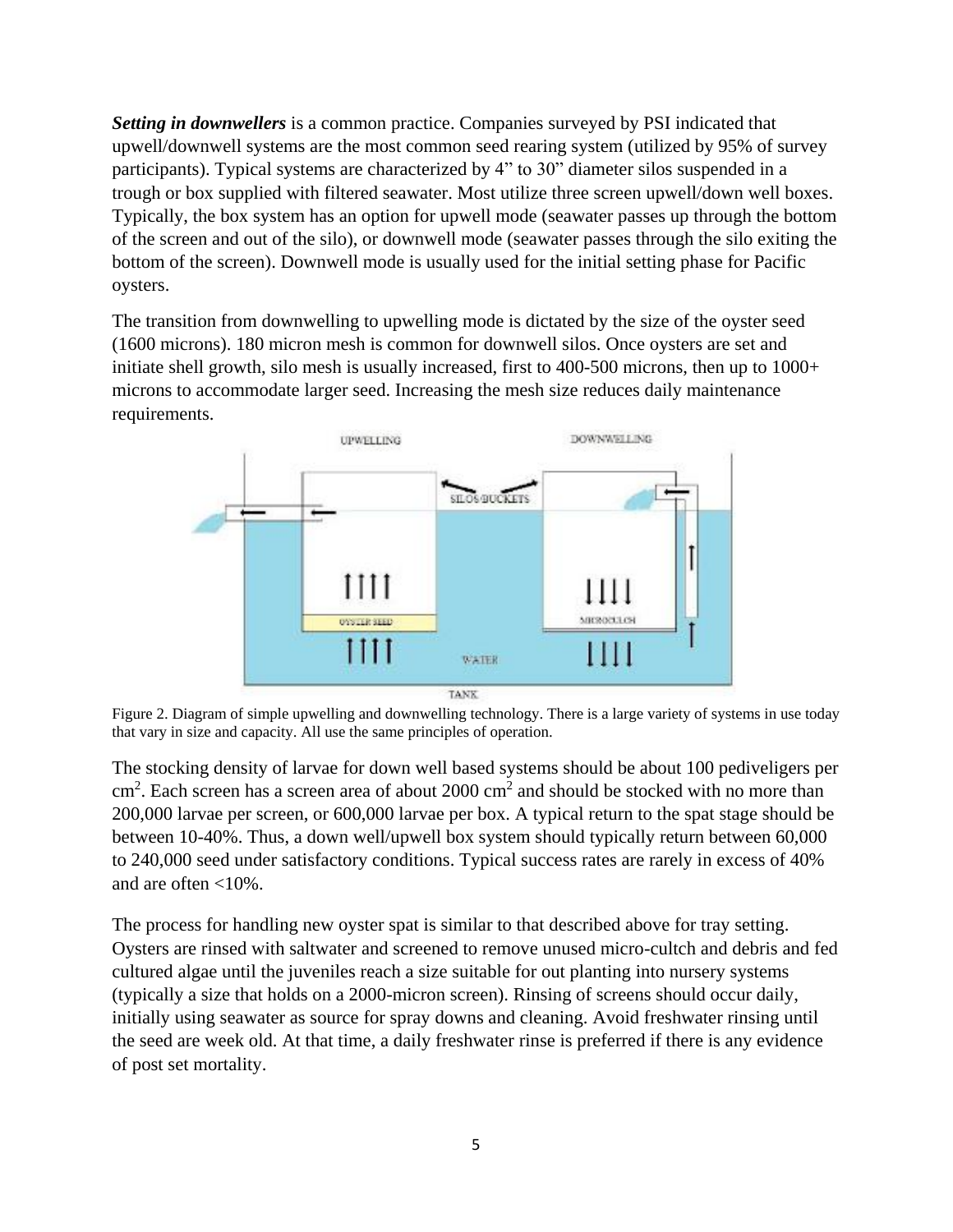***Setting in downwellers*** is a common practice. Companies surveyed by PSI indicated that upwell/downwell systems are the most common seed rearing system (utilized by 95% of survey participants). Typical systems are characterized by 4" to 30" diameter silos suspended in a trough or box supplied with filtered seawater. Most utilize three screen upwell/down well boxes. Typically, the box system has an option for upwell mode (seawater passes up through the bottom of the screen and out of the silo), or downwell mode (seawater passes through the silo exiting the bottom of the screen). Downwell mode is usually used for the initial setting phase for Pacific oysters.

The transition from downwelling to upwelling mode is dictated by the size of the oyster seed (1600 microns). 180 micron mesh is common for downwell silos. Once oysters are set and initiate shell growth, silo mesh is usually increased, first to 400-500 microns, then up to 1000+ microns to accommodate larger seed. Increasing the mesh size reduces daily maintenance requirements.

Figure 2. Diagram of simple upwelling and downwelling technology. There is a large variety of systems in use today that vary in size and capacity. All use the same principles of operation.

The stocking density of larvae for down well based systems should be about 100 pediveligers per $cm^2$. Each screen has a screen area of about 2000 $cm^2$ and should be stocked with no more than 200,000 larvae per screen, or 600,000 larvae per box. A typical return to the spat stage should be between 10-40%. Thus, a down well/upwell box system should typically return between 60,000 to 240,000 seed under satisfactory conditions. Typical success rates are rarely in excess of 40% and are often <10%.

The process for handling new oyster spat is similar to that described above for tray setting. Oysters are rinsed with saltwater and screened to remove unused micro-cultch and debris and fed cultured algae until the juveniles reach a size suitable for out planting into nursery systems (typically a size that holds on a 2000-micron screen). Rinsing of screens should occur daily, initially using seawater as source for spray downs and cleaning. Avoid freshwater rinsing until the seed are week old. At that time, a daily freshwater rinse is preferred if there is any evidence of post set mortality.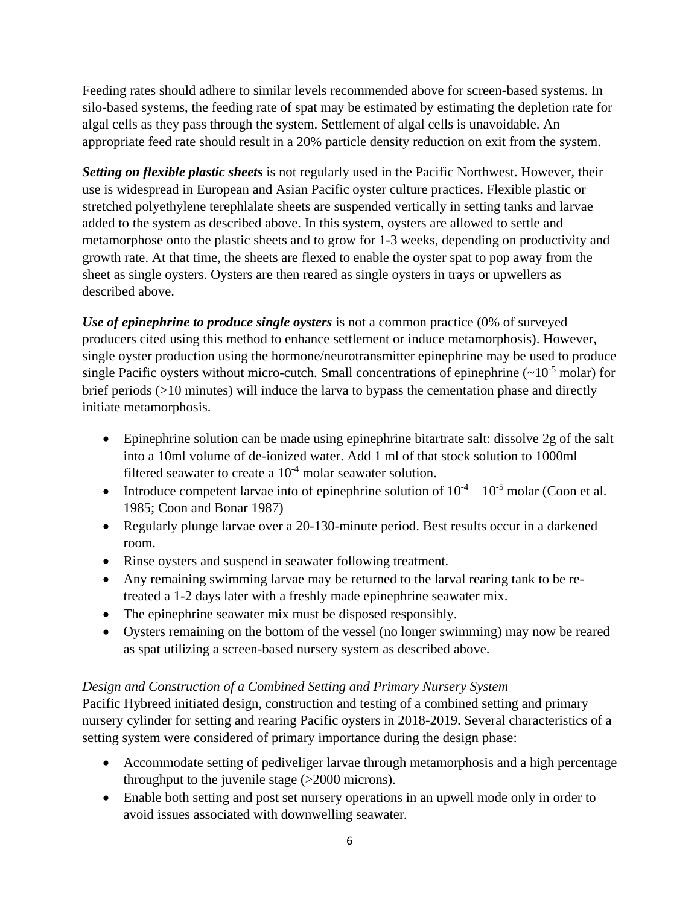Feeding rates should adhere to similar levels recommended above for screen-based systems. In silo-based systems, the feeding rate of spat may be estimated by estimating the depletion rate for algal cells as they pass through the system. Settlement of algal cells is unavoidable. An appropriate feed rate should result in a 20% particle density reduction on exit from the system.

***Setting on flexible plastic sheets*** is not regularly used in the Pacific Northwest. However, their use is widespread in European and Asian Pacific oyster culture practices. Flexible plastic or stretched polyethylene terephlalate sheets are suspended vertically in setting tanks and larvae added to the system as described above. In this system, oysters are allowed to settle and metamorphose onto the plastic sheets and to grow for 1-3 weeks, depending on productivity and growth rate. At that time, the sheets are flexed to enable the oyster spat to pop away from the sheet as single oysters. Oysters are then reared as single oysters in trays or upwellers as described above.

***Use of epinephrine to produce single oysters*** is not a common practice (0% of surveyed producers cited using this method to enhance settlement or induce metamorphosis). However, single oyster production using the hormone/neurotransmitter epinephrine may be used to produce single Pacific oysters without micro-cutch. Small concentrations of epinephrine (~$10^{-5}$ molar) for brief periods (>10 minutes) will induce the larva to bypass the cementation phase and directly initiate metamorphosis.

- Epinephrine solution can be made using epinephrine bitartrate salt: dissolve 2g of the salt into a 10ml volume of de-ionized water. Add 1 ml of that stock solution to 1000ml filtered seawater to create a $10^{-4}$ molar seawater solution.
- Introduce competent larvae into of epinephrine solution of $10^{-4}$ – $10^{-5}$ molar (Coon et al. 1985; Coon and Bonar 1987)
- Regularly plunge larvae over a 20-130-minute period. Best results occur in a darkened room.
- Rinse oysters and suspend in seawater following treatment.
- Any remaining swimming larvae may be returned to the larval rearing tank to be re-treated a 1-2 days later with a freshly made epinephrine seawater mix.
- The epinephrine seawater mix must be disposed responsibly.
- Oysters remaining on the bottom of the vessel (no longer swimming) may now be reared as spat utilizing a screen-based nursery system as described above.

*Design and Construction of a Combined Setting and Primary Nursery System*

Pacific Hybreed initiated design, construction and testing of a combined setting and primary nursery cylinder for setting and rearing Pacific oysters in 2018-2019. Several characteristics of a setting system were considered of primary importance during the design phase:

- Accommodate setting of pediveliger larvae through metamorphosis and a high percentage throughput to the juvenile stage (>2000 microns).
- Enable both setting and post set nursery operations in an upwell mode only in order to avoid issues associated with downwelling seawater.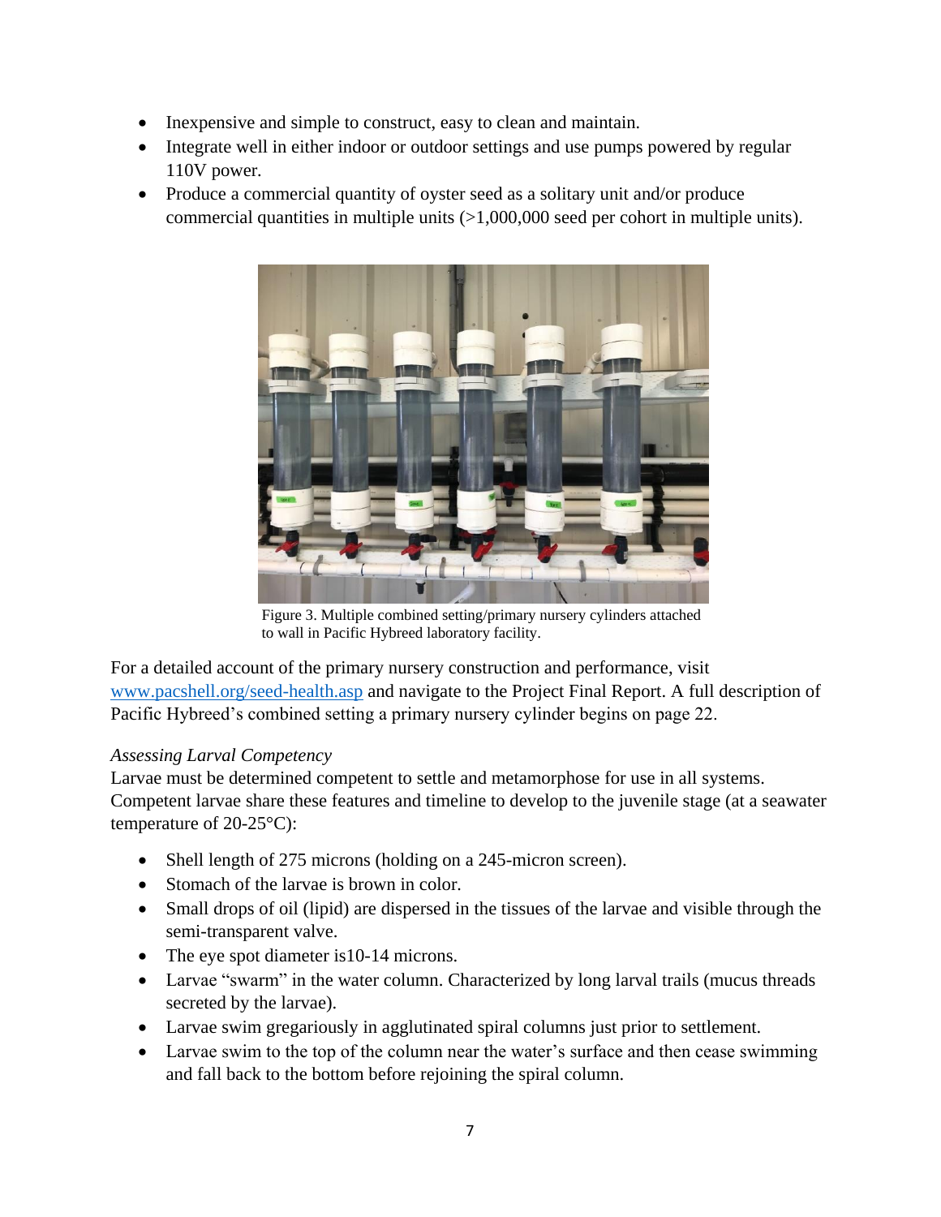- Inexpensive and simple to construct, easy to clean and maintain.
- Integrate well in either indoor or outdoor settings and use pumps powered by regular 110V power.
- Produce a commercial quantity of oyster seed as a solitary unit and/or produce commercial quantities in multiple units (>1,000,000 seed per cohort in multiple units).

Figure 3. Multiple combined setting/primary nursery cylinders attached to wall in Pacific Hybreed laboratory facility.

For a detailed account of the primary nursery construction and performance, visit [www.pacshell.org/seed-health.asp](www.pacshell.org/seed-health.asp) and navigate to the Project Final Report. A full description of Pacific Hybreed's combined setting a primary nursery cylinder begins on page 22.

*Assessing Larval Competency*

Larvae must be determined competent to settle and metamorphose for use in all systems. Competent larvae share these features and timeline to develop to the juvenile stage (at a seawater temperature of 20-25°C):

- Shell length of 275 microns (holding on a 245-micron screen).
- Stomach of the larvae is brown in color.
- Small drops of oil (lipid) are dispersed in the tissues of the larvae and visible through the semi-transparent valve.
- The eye spot diameter is10-14 microns.
- Larvae "swarm" in the water column. Characterized by long larval trails (mucus threads secreted by the larvae).
- Larvae swim gregariously in agglutinated spiral columns just prior to settlement.
- Larvae swim to the top of the column near the water's surface and then cease swimming and fall back to the bottom before rejoining the spiral column.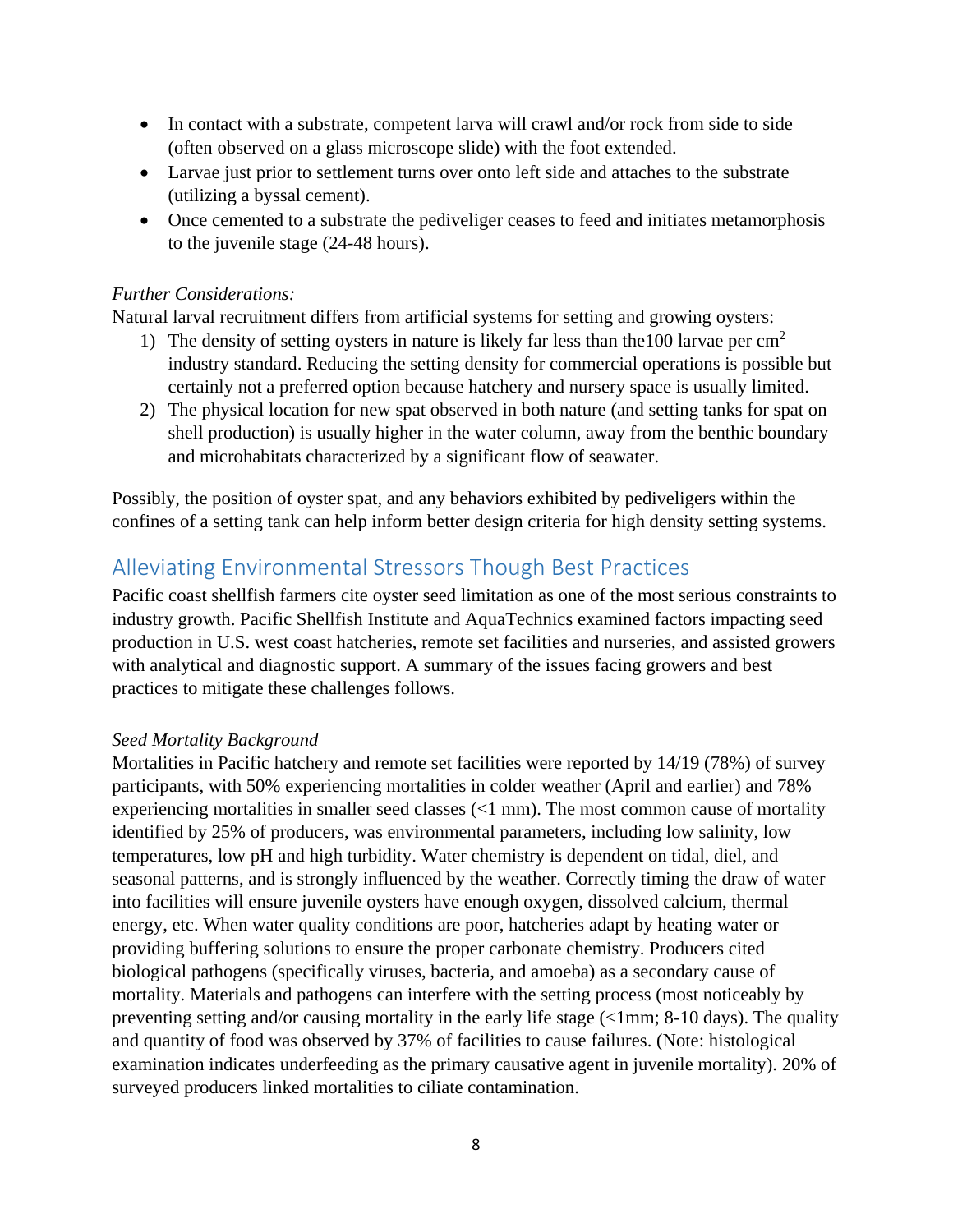- In contact with a substrate, competent larva will crawl and/or rock from side to side (often observed on a glass microscope slide) with the foot extended.
- Larvae just prior to settlement turns over onto left side and attaches to the substrate (utilizing a byssal cement).
- Once cemented to a substrate the pediveliger ceases to feed and initiates metamorphosis to the juvenile stage (24-48 hours).

*Further Considerations:*

Natural larval recruitment differs from artificial systems for setting and growing oysters:

1) The density of setting oysters in nature is likely far less than the100 larvae per $cm^2$ industry standard. Reducing the setting density for commercial operations is possible but certainly not a preferred option because hatchery and nursery space is usually limited.
2) The physical location for new spat observed in both nature (and setting tanks for spat on shell production) is usually higher in the water column, away from the benthic boundary and microhabitats characterized by a significant flow of seawater.

Possibly, the position of oyster spat, and any behaviors exhibited by pediveligers within the confines of a setting tank can help inform better design criteria for high density setting systems.

## Alleviating Environmental Stressors Though Best Practices

Pacific coast shellfish farmers cite oyster seed limitation as one of the most serious constraints to industry growth. Pacific Shellfish Institute and AquaTechnics examined factors impacting seed production in U.S. west coast hatcheries, remote set facilities and nurseries, and assisted growers with analytical and diagnostic support. A summary of the issues facing growers and best practices to mitigate these challenges follows.

*Seed Mortality Background*

Mortalities in Pacific hatchery and remote set facilities were reported by 14/19 (78%) of survey participants, with 50% experiencing mortalities in colder weather (April and earlier) and 78% experiencing mortalities in smaller seed classes (<1 mm). The most common cause of mortality identified by 25% of producers, was environmental parameters, including low salinity, low temperatures, low pH and high turbidity. Water chemistry is dependent on tidal, diel, and seasonal patterns, and is strongly influenced by the weather. Correctly timing the draw of water into facilities will ensure juvenile oysters have enough oxygen, dissolved calcium, thermal energy, etc. When water quality conditions are poor, hatcheries adapt by heating water or providing buffering solutions to ensure the proper carbonate chemistry. Producers cited biological pathogens (specifically viruses, bacteria, and amoeba) as a secondary cause of mortality. Materials and pathogens can interfere with the setting process (most noticeably by preventing setting and/or causing mortality in the early life stage (<1mm; 8-10 days). The quality and quantity of food was observed by 37% of facilities to cause failures. (Note: histological examination indicates underfeeding as the primary causative agent in juvenile mortality). 20% of surveyed producers linked mortalities to ciliate contamination.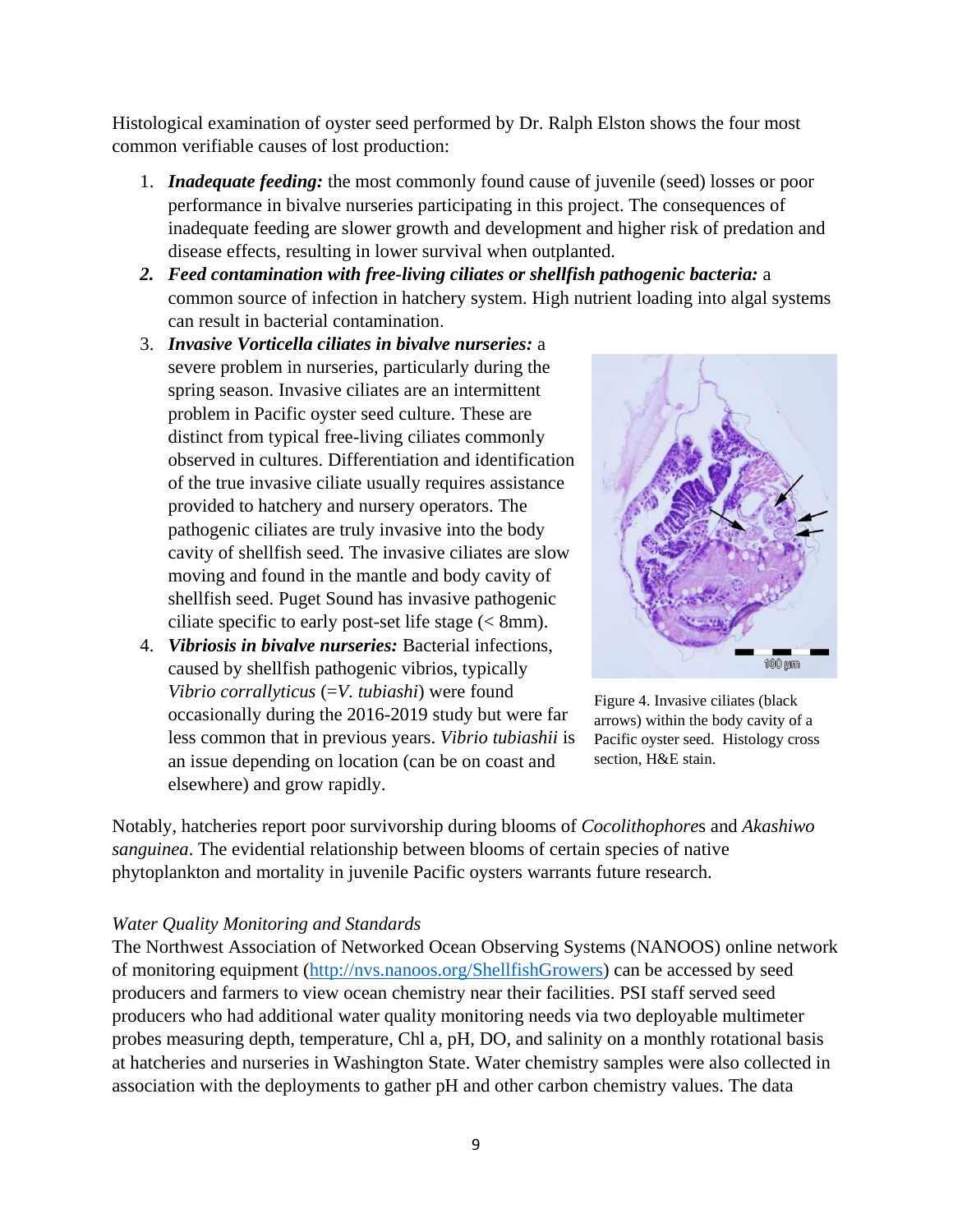Histological examination of oyster seed performed by Dr. Ralph Elston shows the four most common verifiable causes of lost production:

1. ***Inadequate feeding:*** the most commonly found cause of juvenile (seed) losses or poor performance in bivalve nurseries participating in this project. The consequences of inadequate feeding are slower growth and development and higher risk of predation and disease effects, resulting in lower survival when outplanted.
2. ***Feed contamination with free-living ciliates or shellfish pathogenic bacteria:*** a common source of infection in hatchery system. High nutrient loading into algal systems can result in bacterial contamination.
3. ***Invasive Vorticella ciliates in bivalve nurseries:*** a severe problem in nurseries, particularly during the spring season. Invasive ciliates are an intermittent problem in Pacific oyster seed culture. These are distinct from typical free-living ciliates commonly observed in cultures. Differentiation and identification of the true invasive ciliate usually requires assistance provided to hatchery and nursery operators. The pathogenic ciliates are truly invasive into the body cavity of shellfish seed. The invasive ciliates are slow moving and found in the mantle and body cavity of shellfish seed. Puget Sound has invasive pathogenic ciliate specific to early post-set life stage (< 8mm).
4. ***Vibriosis in bivalve nurseries:*** Bacterial infections, caused by shellfish pathogenic vibrios, typically *Vibrio corrallyticus* (=*V. tubiashi*) were found occasionally during the 2016-2019 study but were far less common that in previous years. *Vibrio tubiashii* is an issue depending on location (can be on coast and elsewhere) and grow rapidly.

Figure 4. Invasive ciliates (black arrows) within the body cavity of a Pacific oyster seed. Histology cross section, H&E stain.

Notably, hatcheries report poor survivorship during blooms of *Cocolithophore*s and *Akashiwo sanguinea*. The evidential relationship between blooms of certain species of native phytoplankton and mortality in juvenile Pacific oysters warrants future research.

*Water Quality Monitoring and Standards*

The Northwest Association of Networked Ocean Observing Systems (NANOOS) online network of monitoring equipment (http://nvs.nanoos.org/ShellfishGrowers) can be accessed by seed producers and farmers to view ocean chemistry near their facilities. PSI staff served seed producers who had additional water quality monitoring needs via two deployable multimeter probes measuring depth, temperature, Chl a, pH, DO, and salinity on a monthly rotational basis at hatcheries and nurseries in Washington State. Water chemistry samples were also collected in association with the deployments to gather pH and other carbon chemistry values. The data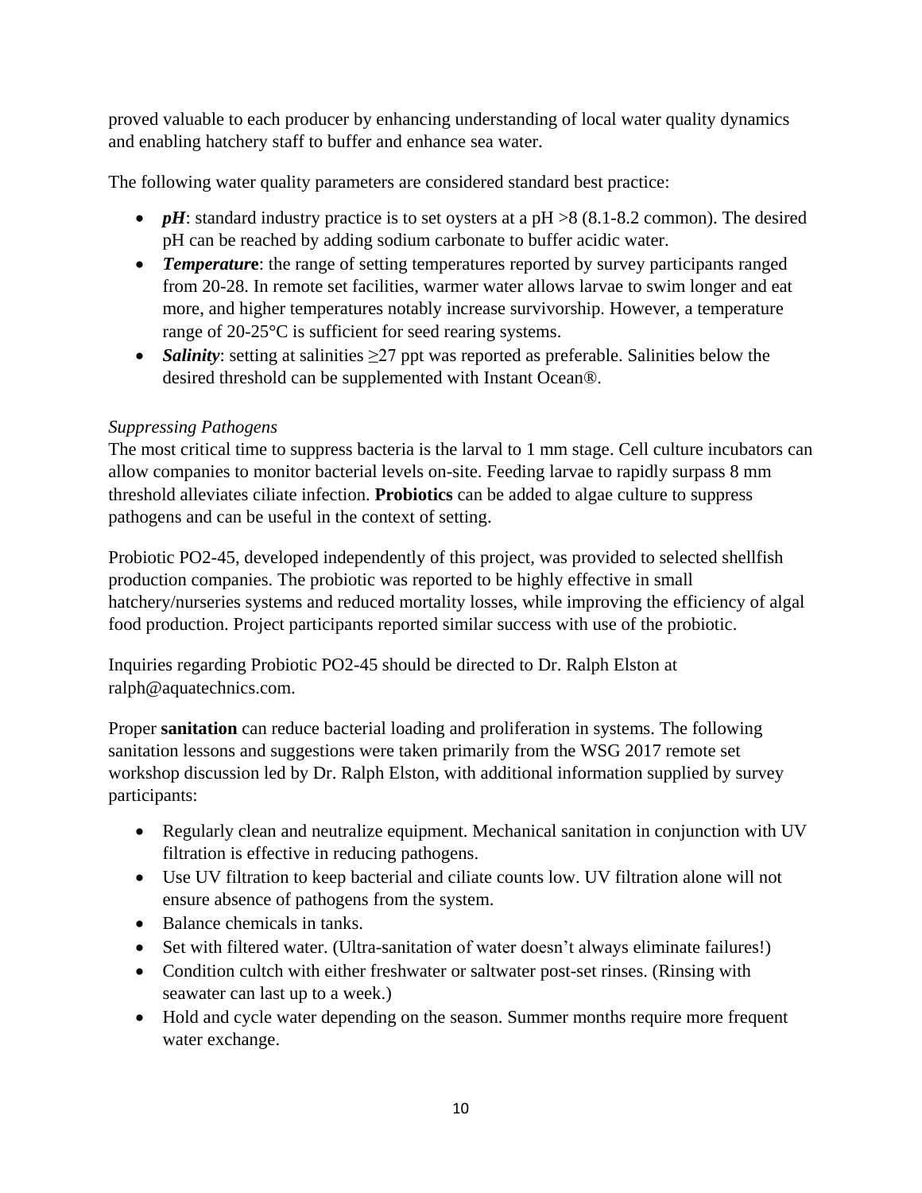proved valuable to each producer by enhancing understanding of local water quality dynamics and enabling hatchery staff to buffer and enhance sea water.

The following water quality parameters are considered standard best practice:

- ***pH***: standard industry practice is to set oysters at a pH >8 (8.1-8.2 common). The desired pH can be reached by adding sodium carbonate to buffer acidic water.
- ***Temperature***: the range of setting temperatures reported by survey participants ranged from 20-28. In remote set facilities, warmer water allows larvae to swim longer and eat more, and higher temperatures notably increase survivorship. However, a temperature range of 20-25°C is sufficient for seed rearing systems.
- ***Salinity***: setting at salinities ≥27 ppt was reported as preferable. Salinities below the desired threshold can be supplemented with Instant Ocean®.

*Suppressing Pathogens*

The most critical time to suppress bacteria is the larval to 1 mm stage. Cell culture incubators can allow companies to monitor bacterial levels on-site. Feeding larvae to rapidly surpass 8 mm threshold alleviates ciliate infection. **Probiotics** can be added to algae culture to suppress pathogens and can be useful in the context of setting.

Probiotic PO2-45, developed independently of this project, was provided to selected shellfish production companies. The probiotic was reported to be highly effective in small hatchery/nurseries systems and reduced mortality losses, while improving the efficiency of algal food production. Project participants reported similar success with use of the probiotic.

Inquiries regarding Probiotic PO2-45 should be directed to Dr. Ralph Elston at ralph@aquatechnics.com.

Proper **sanitation** can reduce bacterial loading and proliferation in systems. The following sanitation lessons and suggestions were taken primarily from the WSG 2017 remote set workshop discussion led by Dr. Ralph Elston, with additional information supplied by survey participants:

- Regularly clean and neutralize equipment. Mechanical sanitation in conjunction with UV filtration is effective in reducing pathogens.
- Use UV filtration to keep bacterial and ciliate counts low. UV filtration alone will not ensure absence of pathogens from the system.
- Balance chemicals in tanks.
- Set with filtered water. (Ultra-sanitation of water doesn't always eliminate failures!)
- Condition cultch with either freshwater or saltwater post-set rinses. (Rinsing with seawater can last up to a week.)
- Hold and cycle water depending on the season. Summer months require more frequent water exchange.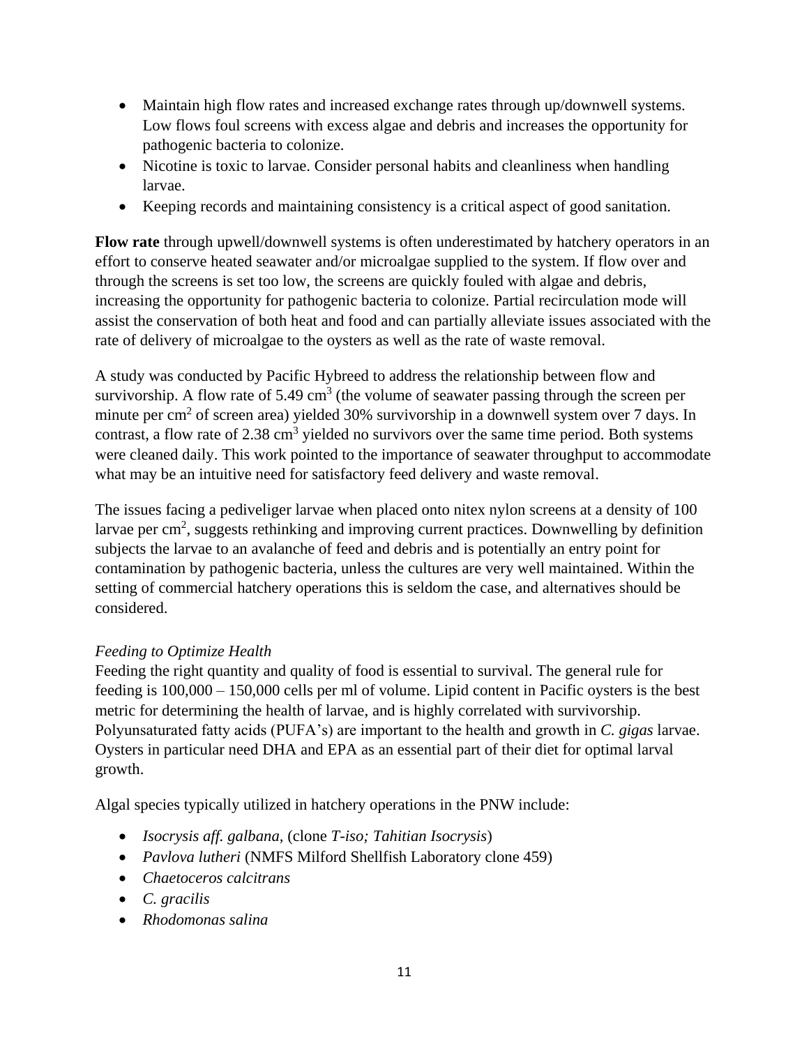- Maintain high flow rates and increased exchange rates through up/downwell systems. Low flows foul screens with excess algae and debris and increases the opportunity for pathogenic bacteria to colonize.
- Nicotine is toxic to larvae. Consider personal habits and cleanliness when handling larvae.
- Keeping records and maintaining consistency is a critical aspect of good sanitation.

**Flow rate** through upwell/downwell systems is often underestimated by hatchery operators in an effort to conserve heated seawater and/or microalgae supplied to the system. If flow over and through the screens is set too low, the screens are quickly fouled with algae and debris, increasing the opportunity for pathogenic bacteria to colonize. Partial recirculation mode will assist the conservation of both heat and food and can partially alleviate issues associated with the rate of delivery of microalgae to the oysters as well as the rate of waste removal.

A study was conducted by Pacific Hybreed to address the relationship between flow and survivorship. A flow rate of 5.49 $cm^3$ (the volume of seawater passing through the screen per minute per $cm^2$ of screen area) yielded 30% survivorship in a downwell system over 7 days. In contrast, a flow rate of 2.38 $cm^3$ yielded no survivors over the same time period. Both systems were cleaned daily. This work pointed to the importance of seawater throughput to accommodate what may be an intuitive need for satisfactory feed delivery and waste removal.

The issues facing a pediveliger larvae when placed onto nitex nylon screens at a density of 100 larvae per $cm^2$, suggests rethinking and improving current practices. Downwelling by definition subjects the larvae to an avalanche of feed and debris and is potentially an entry point for contamination by pathogenic bacteria, unless the cultures are very well maintained. Within the setting of commercial hatchery operations this is seldom the case, and alternatives should be considered.

*Feeding to Optimize Health*

Feeding the right quantity and quality of food is essential to survival. The general rule for feeding is 100,000 – 150,000 cells per ml of volume. Lipid content in Pacific oysters is the best metric for determining the health of larvae, and is highly correlated with survivorship. Polyunsaturated fatty acids (PUFA's) are important to the health and growth in *C. gigas* larvae. Oysters in particular need DHA and EPA as an essential part of their diet for optimal larval growth.

Algal species typically utilized in hatchery operations in the PNW include:

- *Isocrysis aff. galbana*, (clone *T-iso; Tahitian Isocrysis*)
- *Pavlova lutheri* (NMFS Milford Shellfish Laboratory clone 459)
- *Chaetoceros calcitrans*
- *C. gracilis*
- *Rhodomonas salina*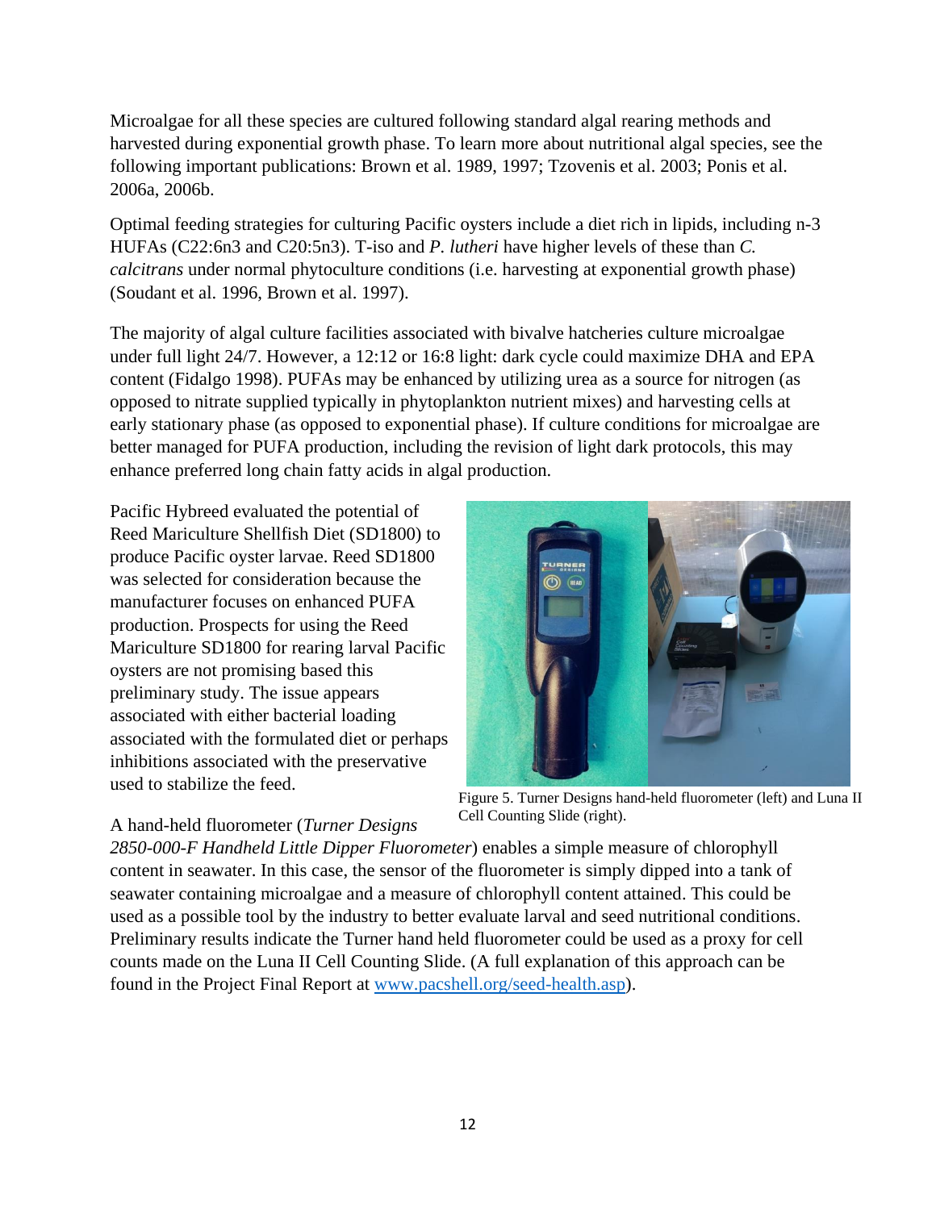Microalgae for all these species are cultured following standard algal rearing methods and harvested during exponential growth phase. To learn more about nutritional algal species, see the following important publications: Brown et al. 1989, 1997; Tzovenis et al. 2003; Ponis et al. 2006a, 2006b.

Optimal feeding strategies for culturing Pacific oysters include a diet rich in lipids, including n-3 HUFAs (C22:6n3 and C20:5n3). T-iso and *P. lutheri* have higher levels of these than *C. calcitrans* under normal phytoculture conditions (i.e. harvesting at exponential growth phase) (Soudant et al. 1996, Brown et al. 1997).

The majority of algal culture facilities associated with bivalve hatcheries culture microalgae under full light 24/7. However, a 12:12 or 16:8 light: dark cycle could maximize DHA and EPA content (Fidalgo 1998). PUFAs may be enhanced by utilizing urea as a source for nitrogen (as opposed to nitrate supplied typically in phytoplankton nutrient mixes) and harvesting cells at early stationary phase (as opposed to exponential phase). If culture conditions for microalgae are better managed for PUFA production, including the revision of light dark protocols, this may enhance preferred long chain fatty acids in algal production.

Pacific Hybreed evaluated the potential of Reed Mariculture Shellfish Diet (SD1800) to produce Pacific oyster larvae. Reed SD1800 was selected for consideration because the manufacturer focuses on enhanced PUFA production. Prospects for using the Reed Mariculture SD1800 for rearing larval Pacific oysters are not promising based this preliminary study. The issue appears associated with either bacterial loading associated with the formulated diet or perhaps inhibitions associated with the preservative used to stabilize the feed.

Figure 5. Turner Designs hand-held fluorometer (left) and Luna II Cell Counting Slide (right).

A hand-held fluorometer (*Turner Designs 2850-000-F Handheld Little Dipper Fluorometer*) enables a simple measure of chlorophyll content in seawater. In this case, the sensor of the fluorometer is simply dipped into a tank of seawater containing microalgae and a measure of chlorophyll content attained. This could be used as a possible tool by the industry to better evaluate larval and seed nutritional conditions. Preliminary results indicate the Turner hand held fluorometer could be used as a proxy for cell counts made on the Luna II Cell Counting Slide. (A full explanation of this approach can be found in the Project Final Report at [www.pacshell.org/seed-health.asp](www.pacshell.org/seed-health.asp)).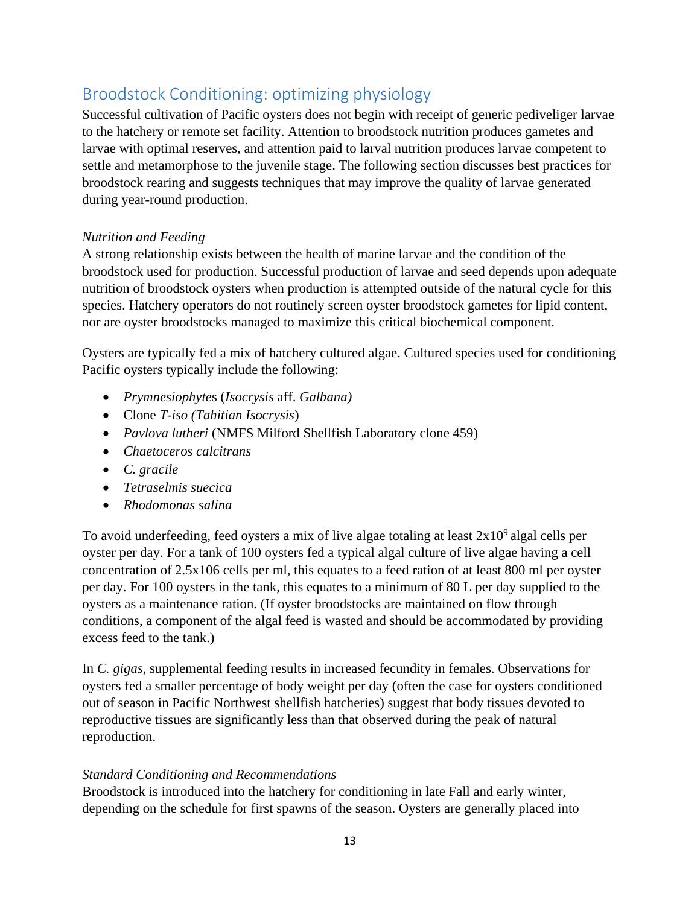## Broodstock Conditioning: optimizing physiology

Successful cultivation of Pacific oysters does not begin with receipt of generic pediveliger larvae to the hatchery or remote set facility. Attention to broodstock nutrition produces gametes and larvae with optimal reserves, and attention paid to larval nutrition produces larvae competent to settle and metamorphose to the juvenile stage. The following section discusses best practices for broodstock rearing and suggests techniques that may improve the quality of larvae generated during year-round production.

### *Nutrition and Feeding*

A strong relationship exists between the health of marine larvae and the condition of the broodstock used for production. Successful production of larvae and seed depends upon adequate nutrition of broodstock oysters when production is attempted outside of the natural cycle for this species. Hatchery operators do not routinely screen oyster broodstock gametes for lipid content, nor are oyster broodstocks managed to maximize this critical biochemical component.

Oysters are typically fed a mix of hatchery cultured algae. Cultured species used for conditioning Pacific oysters typically include the following:

- *Prymnesiophyte*s (*Isocrysis* aff. *Galbana)*
- Clone *T-iso (Tahitian Isocrysis*)
- *Pavlova lutheri* (NMFS Milford Shellfish Laboratory clone 459)
- *Chaetoceros calcitrans*
- *C. gracile*
- *Tetraselmis suecica*
- *Rhodomonas salina*

To avoid underfeeding, feed oysters a mix of live algae totaling at least $2x10^9$ algal cells per oyster per day. For a tank of 100 oysters fed a typical algal culture of live algae having a cell concentration of 2.5x106 cells per ml, this equates to a feed ration of at least 800 ml per oyster per day. For 100 oysters in the tank, this equates to a minimum of 80 L per day supplied to the oysters as a maintenance ration. (If oyster broodstocks are maintained on flow through conditions, a component of the algal feed is wasted and should be accommodated by providing excess feed to the tank.)

In *C. gigas*, supplemental feeding results in increased fecundity in females. Observations for oysters fed a smaller percentage of body weight per day (often the case for oysters conditioned out of season in Pacific Northwest shellfish hatcheries) suggest that body tissues devoted to reproductive tissues are significantly less than that observed during the peak of natural reproduction.

### *Standard Conditioning and Recommendations*

Broodstock is introduced into the hatchery for conditioning in late Fall and early winter, depending on the schedule for first spawns of the season. Oysters are generally placed into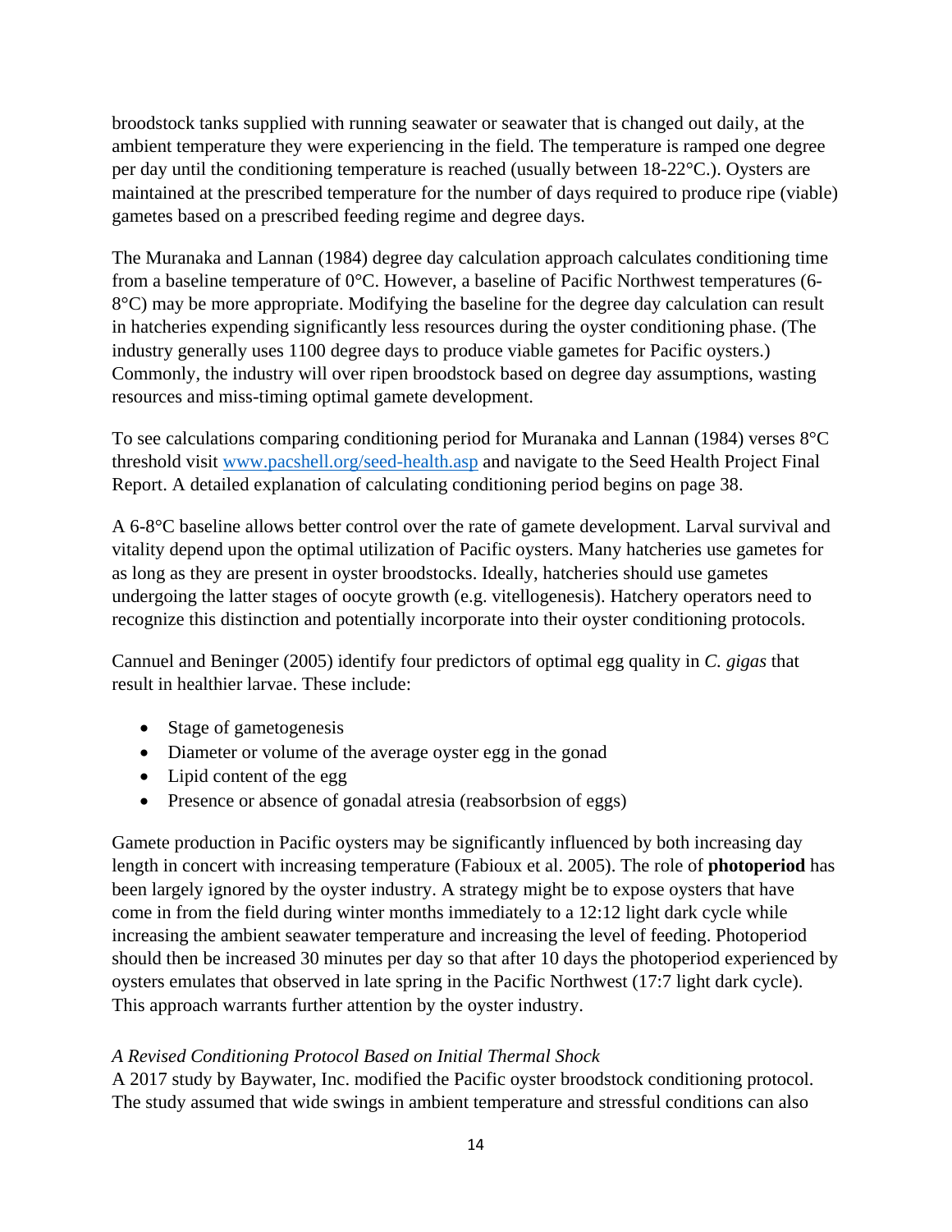broodstock tanks supplied with running seawater or seawater that is changed out daily, at the ambient temperature they were experiencing in the field. The temperature is ramped one degree per day until the conditioning temperature is reached (usually between 18-22°C.). Oysters are maintained at the prescribed temperature for the number of days required to produce ripe (viable) gametes based on a prescribed feeding regime and degree days.

The Muranaka and Lannan (1984) degree day calculation approach calculates conditioning time from a baseline temperature of 0°C. However, a baseline of Pacific Northwest temperatures (6-8°C) may be more appropriate. Modifying the baseline for the degree day calculation can result in hatcheries expending significantly less resources during the oyster conditioning phase. (The industry generally uses 1100 degree days to produce viable gametes for Pacific oysters.) Commonly, the industry will over ripen broodstock based on degree day assumptions, wasting resources and miss-timing optimal gamete development.

To see calculations comparing conditioning period for Muranaka and Lannan (1984) verses 8°C threshold visit [www.pacshell.org/seed-health.asp](http://www.pacshell.org/seed-health.asp) and navigate to the Seed Health Project Final Report. A detailed explanation of calculating conditioning period begins on page 38.

A 6-8°C baseline allows better control over the rate of gamete development. Larval survival and vitality depend upon the optimal utilization of Pacific oysters. Many hatcheries use gametes for as long as they are present in oyster broodstocks. Ideally, hatcheries should use gametes undergoing the latter stages of oocyte growth (e.g. vitellogenesis). Hatchery operators need to recognize this distinction and potentially incorporate into their oyster conditioning protocols.

Cannuel and Beninger (2005) identify four predictors of optimal egg quality in *C. gigas* that result in healthier larvae. These include:

- Stage of gametogenesis
- Diameter or volume of the average oyster egg in the gonad
- Lipid content of the egg
- Presence or absence of gonadal atresia (reabsorbsion of eggs)

Gamete production in Pacific oysters may be significantly influenced by both increasing day length in concert with increasing temperature (Fabioux et al. 2005). The role of **photoperiod** has been largely ignored by the oyster industry. A strategy might be to expose oysters that have come in from the field during winter months immediately to a 12:12 light dark cycle while increasing the ambient seawater temperature and increasing the level of feeding. Photoperiod should then be increased 30 minutes per day so that after 10 days the photoperiod experienced by oysters emulates that observed in late spring in the Pacific Northwest (17:7 light dark cycle). This approach warrants further attention by the oyster industry.

*A Revised Conditioning Protocol Based on Initial Thermal Shock*

A 2017 study by Baywater, Inc. modified the Pacific oyster broodstock conditioning protocol. The study assumed that wide swings in ambient temperature and stressful conditions can also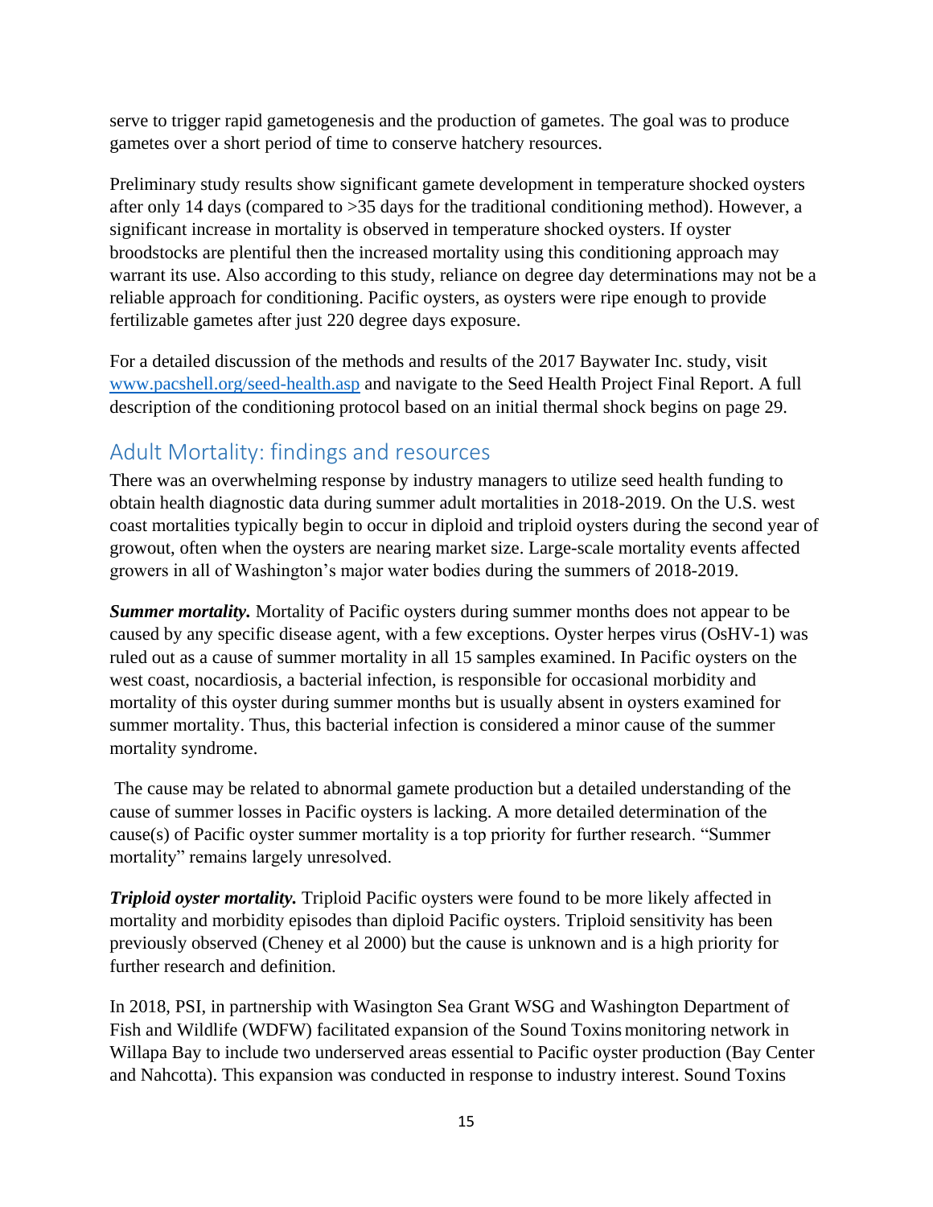serve to trigger rapid gametogenesis and the production of gametes. The goal was to produce gametes over a short period of time to conserve hatchery resources.

Preliminary study results show significant gamete development in temperature shocked oysters after only 14 days (compared to >35 days for the traditional conditioning method). However, a significant increase in mortality is observed in temperature shocked oysters. If oyster broodstocks are plentiful then the increased mortality using this conditioning approach may warrant its use. Also according to this study, reliance on degree day determinations may not be a reliable approach for conditioning. Pacific oysters, as oysters were ripe enough to provide fertilizable gametes after just 220 degree days exposure.

For a detailed discussion of the methods and results of the 2017 Baywater Inc. study, visit www.pacshell.org/seed-health.asp and navigate to the Seed Health Project Final Report. A full description of the conditioning protocol based on an initial thermal shock begins on page 29.

## Adult Mortality: findings and resources

There was an overwhelming response by industry managers to utilize seed health funding to obtain health diagnostic data during summer adult mortalities in 2018-2019. On the U.S. west coast mortalities typically begin to occur in diploid and triploid oysters during the second year of growout, often when the oysters are nearing market size. Large-scale mortality events affected growers in all of Washington's major water bodies during the summers of 2018-2019.

***Summer mortality.*** Mortality of Pacific oysters during summer months does not appear to be caused by any specific disease agent, with a few exceptions. Oyster herpes virus (OsHV-1) was ruled out as a cause of summer mortality in all 15 samples examined. In Pacific oysters on the west coast, nocardiosis, a bacterial infection, is responsible for occasional morbidity and mortality of this oyster during summer months but is usually absent in oysters examined for summer mortality. Thus, this bacterial infection is considered a minor cause of the summer mortality syndrome.

The cause may be related to abnormal gamete production but a detailed understanding of the cause of summer losses in Pacific oysters is lacking. A more detailed determination of the cause(s) of Pacific oyster summer mortality is a top priority for further research. "Summer mortality" remains largely unresolved.

***Triploid oyster mortality.*** Triploid Pacific oysters were found to be more likely affected in mortality and morbidity episodes than diploid Pacific oysters. Triploid sensitivity has been previously observed (Cheney et al 2000) but the cause is unknown and is a high priority for further research and definition.

In 2018, PSI, in partnership with Wasington Sea Grant WSG and Washington Department of Fish and Wildlife (WDFW) facilitated expansion of the Sound Toxins monitoring network in Willapa Bay to include two underserved areas essential to Pacific oyster production (Bay Center and Nahcotta). This expansion was conducted in response to industry interest. Sound Toxins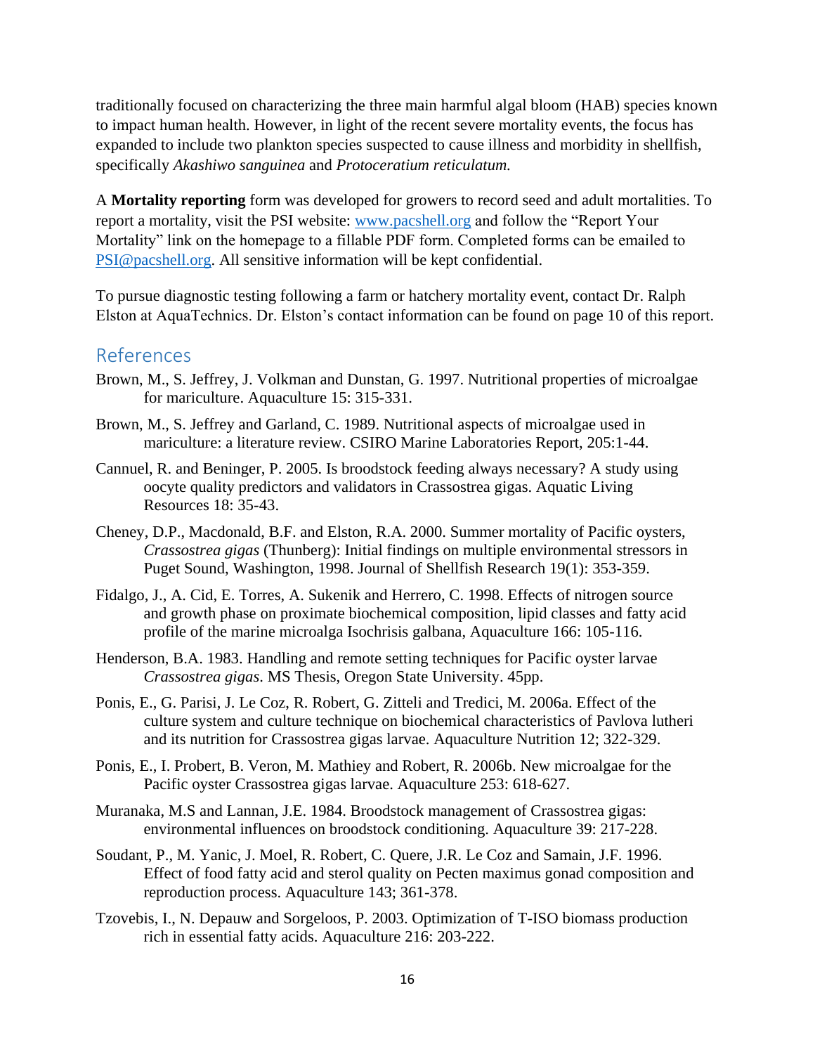traditionally focused on characterizing the three main harmful algal bloom (HAB) species known to impact human health. However, in light of the recent severe mortality events, the focus has expanded to include two plankton species suspected to cause illness and morbidity in shellfish, specifically *Akashiwo sanguinea* and *Protoceratium reticulatum.*

A **Mortality reporting** form was developed for growers to record seed and adult mortalities. To report a mortality, visit the PSI website: www.pacshell.org and follow the "Report Your Mortality" link on the homepage to a fillable PDF form. Completed forms can be emailed to PSI@pacshell.org. All sensitive information will be kept confidential.

To pursue diagnostic testing following a farm or hatchery mortality event, contact Dr. Ralph Elston at AquaTechnics. Dr. Elston's contact information can be found on page 10 of this report.

## References

Brown, M., S. Jeffrey, J. Volkman and Dunstan, G. 1997. Nutritional properties of microalgae for mariculture. Aquaculture 15: 315-331.

Brown, M., S. Jeffrey and Garland, C. 1989. Nutritional aspects of microalgae used in mariculture: a literature review. CSIRO Marine Laboratories Report, 205:1-44.

Cannuel, R. and Beninger, P. 2005. Is broodstock feeding always necessary? A study using oocyte quality predictors and validators in Crassostrea gigas. Aquatic Living Resources 18: 35-43.

Cheney, D.P., Macdonald, B.F. and Elston, R.A. 2000. Summer mortality of Pacific oysters, *Crassostrea gigas* (Thunberg): Initial findings on multiple environmental stressors in Puget Sound, Washington, 1998. Journal of Shellfish Research 19(1): 353-359.

Fidalgo, J., A. Cid, E. Torres, A. Sukenik and Herrero, C. 1998. Effects of nitrogen source and growth phase on proximate biochemical composition, lipid classes and fatty acid profile of the marine microalga Isochrisis galbana, Aquaculture 166: 105-116.

Henderson, B.A. 1983. Handling and remote setting techniques for Pacific oyster larvae *Crassostrea gigas*. MS Thesis, Oregon State University. 45pp.

Ponis, E., G. Parisi, J. Le Coz, R. Robert, G. Zitteli and Tredici, M. 2006a. Effect of the culture system and culture technique on biochemical characteristics of Pavlova lutheri and its nutrition for Crassostrea gigas larvae. Aquaculture Nutrition 12; 322-329.

Ponis, E., I. Probert, B. Veron, M. Mathiey and Robert, R. 2006b. New microalgae for the Pacific oyster Crassostrea gigas larvae. Aquaculture 253: 618-627.

Muranaka, M.S and Lannan, J.E. 1984. Broodstock management of Crassostrea gigas: environmental influences on broodstock conditioning. Aquaculture 39: 217-228.

Soudant, P., M. Yanic, J. Moel, R. Robert, C. Quere, J.R. Le Coz and Samain, J.F. 1996. Effect of food fatty acid and sterol quality on Pecten maximus gonad composition and reproduction process. Aquaculture 143; 361-378.

Tzovebis, I., N. Depauw and Sorgeloos, P. 2003. Optimization of T-ISO biomass production rich in essential fatty acids. Aquaculture 216: 203-222.